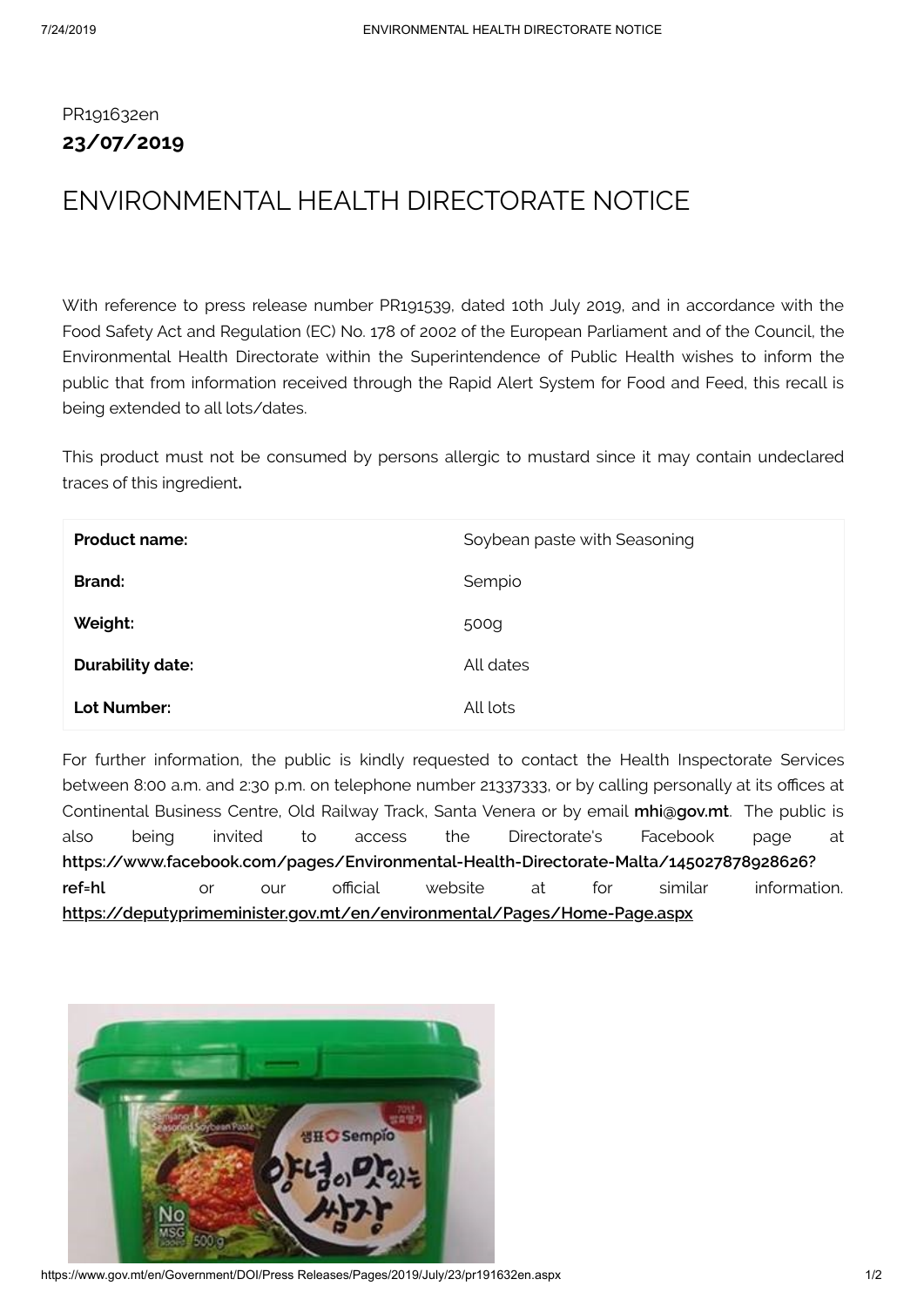PR191632en

**23/07/2019**

# ENVIRONMENTAL HEALTH DIRECTORATE NOTICE

With reference to press release number PR191539, dated 10th July 2019, and in accordance with the Food Safety Act and Regulation (EC) No. 178 of 2002 of the European Parliament and of the Council, the Environmental Health Directorate within the Superintendence of Public Health wishes to inform the public that from information received through the Rapid Alert System for Food and Feed, this recall is being extended to all lots/dates.

This product must not be consumed by persons allergic to mustard since it may contain undeclared traces of this ingredient**.**

| **Product name:** | Soybean paste with Seasoning |
|---|---|
| **Brand:** | Sempio |
| **Weight:** | 500g |
| **Durability date:** | All dates |
| **Lot Number:** | All lots |

For further information, the public is kindly requested to contact the Health Inspectorate Services between 8:00 a.m. and 2:30 p.m. on telephone number 21337333, or by calling personally at its offices at Continental Business Centre, Old Railway Track, Santa Venera or by email **mhi@gov.mt**. The public is also being invited to access the Directorate's Facebook page at **https://www.facebook.com/pages/Environmental-Health-Directorate-Malta/145027878928626?ref=hl** or our official website at for similar information. **https://deputyprimeminister.gov.mt/en/environmental/Pages/Home-Page.aspx**